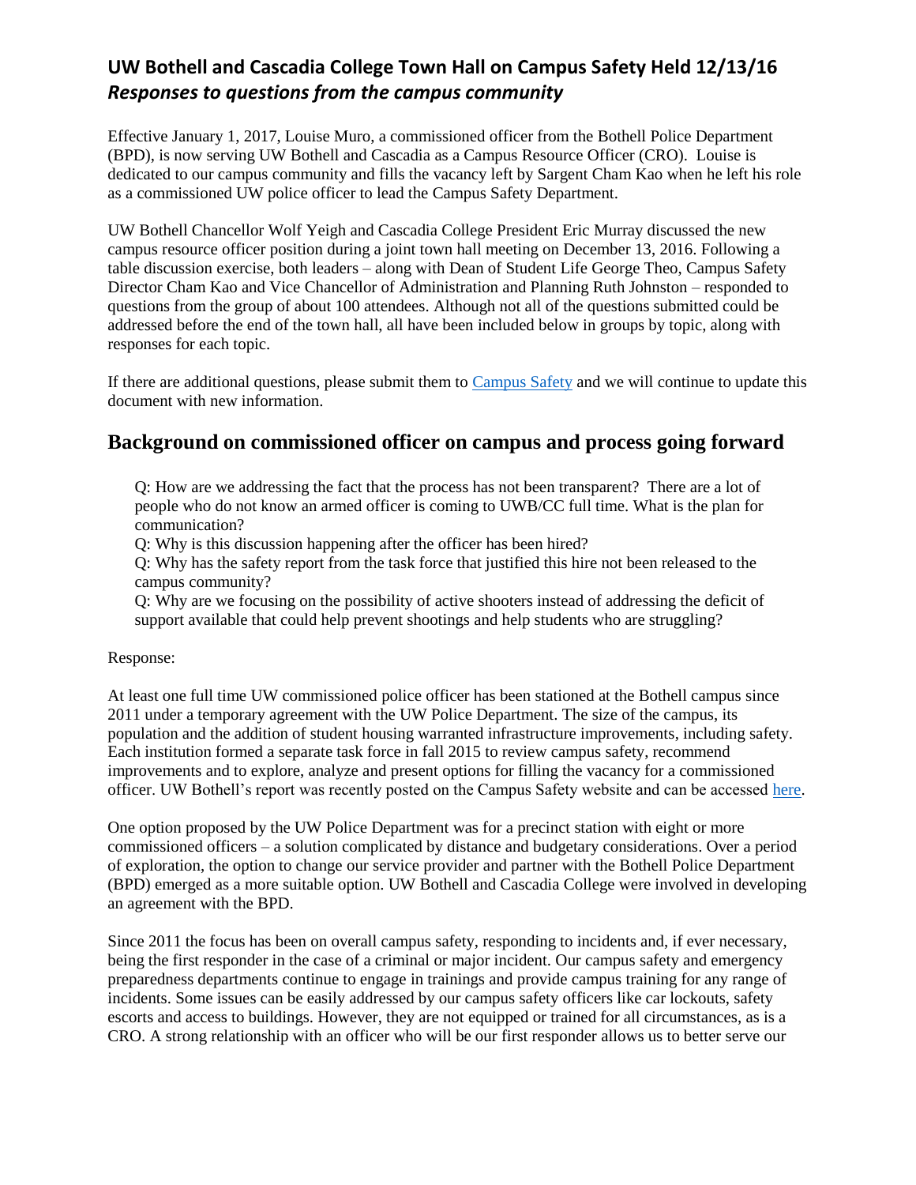# UW Bothell and Cascadia College Town Hall on Campus Safety Held 12/13/16
## *Responses to questions from the campus community*

Effective January 1, 2017, Louise Muro, a commissioned officer from the Bothell Police Department (BPD), is now serving UW Bothell and Cascadia as a Campus Resource Officer (CRO). Louise is dedicated to our campus community and fills the vacancy left by Sargent Cham Kao when he left his role as a commissioned UW police officer to lead the Campus Safety Department.

UW Bothell Chancellor Wolf Yeigh and Cascadia College President Eric Murray discussed the new campus resource officer position during a joint town hall meeting on December 13, 2016. Following a table discussion exercise, both leaders – along with Dean of Student Life George Theo, Campus Safety Director Cham Kao and Vice Chancellor of Administration and Planning Ruth Johnston – responded to questions from the group of about 100 attendees. Although not all of the questions submitted could be addressed before the end of the town hall, all have been included below in groups by topic, along with responses for each topic.

If there are additional questions, please submit them to Campus Safety and we will continue to update this document with new information.

## Background on commissioned officer on campus and process going forward

Q: How are we addressing the fact that the process has not been transparent? There are a lot of people who do not know an armed officer is coming to UWB/CC full time. What is the plan for communication?

Q: Why is this discussion happening after the officer has been hired?

Q: Why has the safety report from the task force that justified this hire not been released to the campus community?

Q: Why are we focusing on the possibility of active shooters instead of addressing the deficit of support available that could help prevent shootings and help students who are struggling?

Response:

At least one full time UW commissioned police officer has been stationed at the Bothell campus since 2011 under a temporary agreement with the UW Police Department. The size of the campus, its population and the addition of student housing warranted infrastructure improvements, including safety. Each institution formed a separate task force in fall 2015 to review campus safety, recommend improvements and to explore, analyze and present options for filling the vacancy for a commissioned officer. UW Bothell's report was recently posted on the Campus Safety website and can be accessed here.

One option proposed by the UW Police Department was for a precinct station with eight or more commissioned officers – a solution complicated by distance and budgetary considerations. Over a period of exploration, the option to change our service provider and partner with the Bothell Police Department (BPD) emerged as a more suitable option. UW Bothell and Cascadia College were involved in developing an agreement with the BPD.

Since 2011 the focus has been on overall campus safety, responding to incidents and, if ever necessary, being the first responder in the case of a criminal or major incident. Our campus safety and emergency preparedness departments continue to engage in trainings and provide campus training for any range of incidents. Some issues can be easily addressed by our campus safety officers like car lockouts, safety escorts and access to buildings. However, they are not equipped or trained for all circumstances, as is a CRO. A strong relationship with an officer who will be our first responder allows us to better serve our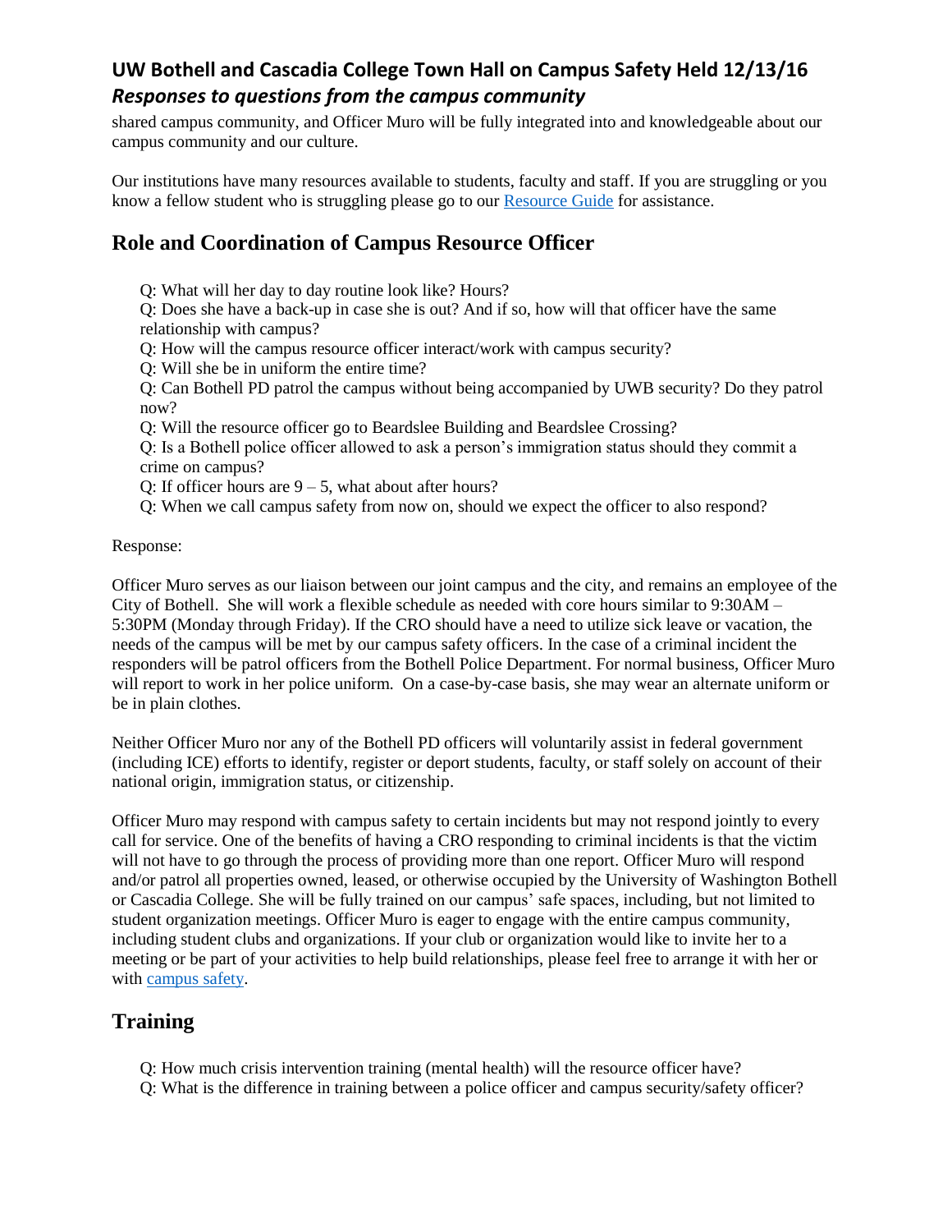shared campus community, and Officer Muro will be fully integrated into and knowledgeable about our campus community and our culture.

Our institutions have many resources available to students, faculty and staff. If you are struggling or you know a fellow student who is struggling please go to our Resource Guide for assistance.

## Role and Coordination of Campus Resource Officer

Q: What will her day to day routine look like? Hours?
Q: Does she have a back-up in case she is out? And if so, how will that officer have the same relationship with campus?
Q: How will the campus resource officer interact/work with campus security?
Q: Will she be in uniform the entire time?
Q: Can Bothell PD patrol the campus without being accompanied by UWB security? Do they patrol now?
Q: Will the resource officer go to Beardslee Building and Beardslee Crossing?
Q: Is a Bothell police officer allowed to ask a person's immigration status should they commit a crime on campus?
Q: If officer hours are 9 – 5, what about after hours?
Q: When we call campus safety from now on, should we expect the officer to also respond?

Response:

Officer Muro serves as our liaison between our joint campus and the city, and remains an employee of the City of Bothell. She will work a flexible schedule as needed with core hours similar to 9:30AM – 5:30PM (Monday through Friday). If the CRO should have a need to utilize sick leave or vacation, the needs of the campus will be met by our campus safety officers. In the case of a criminal incident the responders will be patrol officers from the Bothell Police Department. For normal business, Officer Muro will report to work in her police uniform. On a case-by-case basis, she may wear an alternate uniform or be in plain clothes.

Neither Officer Muro nor any of the Bothell PD officers will voluntarily assist in federal government (including ICE) efforts to identify, register or deport students, faculty, or staff solely on account of their national origin, immigration status, or citizenship.

Officer Muro may respond with campus safety to certain incidents but may not respond jointly to every call for service. One of the benefits of having a CRO responding to criminal incidents is that the victim will not have to go through the process of providing more than one report. Officer Muro will respond and/or patrol all properties owned, leased, or otherwise occupied by the University of Washington Bothell or Cascadia College. She will be fully trained on our campus' safe spaces, including, but not limited to student organization meetings. Officer Muro is eager to engage with the entire campus community, including student clubs and organizations. If your club or organization would like to invite her to a meeting or be part of your activities to help build relationships, please feel free to arrange it with her or with campus safety.

## Training

Q: How much crisis intervention training (mental health) will the resource officer have?
Q: What is the difference in training between a police officer and campus security/safety officer?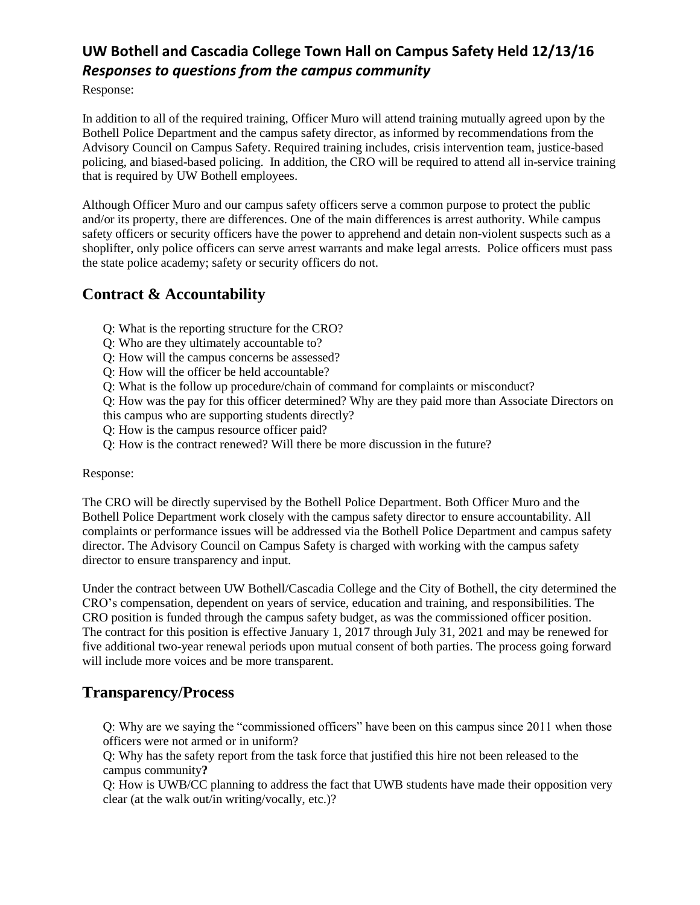Response:

In addition to all of the required training, Officer Muro will attend training mutually agreed upon by the Bothell Police Department and the campus safety director, as informed by recommendations from the Advisory Council on Campus Safety. Required training includes, crisis intervention team, justice-based policing, and biased-based policing. In addition, the CRO will be required to attend all in-service training that is required by UW Bothell employees.

Although Officer Muro and our campus safety officers serve a common purpose to protect the public and/or its property, there are differences. One of the main differences is arrest authority. While campus safety officers or security officers have the power to apprehend and detain non-violent suspects such as a shoplifter, only police officers can serve arrest warrants and make legal arrests. Police officers must pass the state police academy; safety or security officers do not.

## Contract & Accountability

Q: What is the reporting structure for the CRO?
Q: Who are they ultimately accountable to?
Q: How will the campus concerns be assessed?
Q: How will the officer be held accountable?
Q: What is the follow up procedure/chain of command for complaints or misconduct?
Q: How was the pay for this officer determined? Why are they paid more than Associate Directors on this campus who are supporting students directly?
Q: How is the campus resource officer paid?
Q: How is the contract renewed? Will there be more discussion in the future?

Response:

The CRO will be directly supervised by the Bothell Police Department. Both Officer Muro and the Bothell Police Department work closely with the campus safety director to ensure accountability. All complaints or performance issues will be addressed via the Bothell Police Department and campus safety director. The Advisory Council on Campus Safety is charged with working with the campus safety director to ensure transparency and input.

Under the contract between UW Bothell/Cascadia College and the City of Bothell, the city determined the CRO's compensation, dependent on years of service, education and training, and responsibilities. The CRO position is funded through the campus safety budget, as was the commissioned officer position. The contract for this position is effective January 1, 2017 through July 31, 2021 and may be renewed for five additional two-year renewal periods upon mutual consent of both parties. The process going forward will include more voices and be more transparent.

## Transparency/Process

Q: Why are we saying the "commissioned officers" have been on this campus since 2011 when those officers were not armed or in uniform?
Q: Why has the safety report from the task force that justified this hire not been released to the campus community**?**
Q: How is UWB/CC planning to address the fact that UWB students have made their opposition very clear (at the walk out/in writing/vocally, etc.)?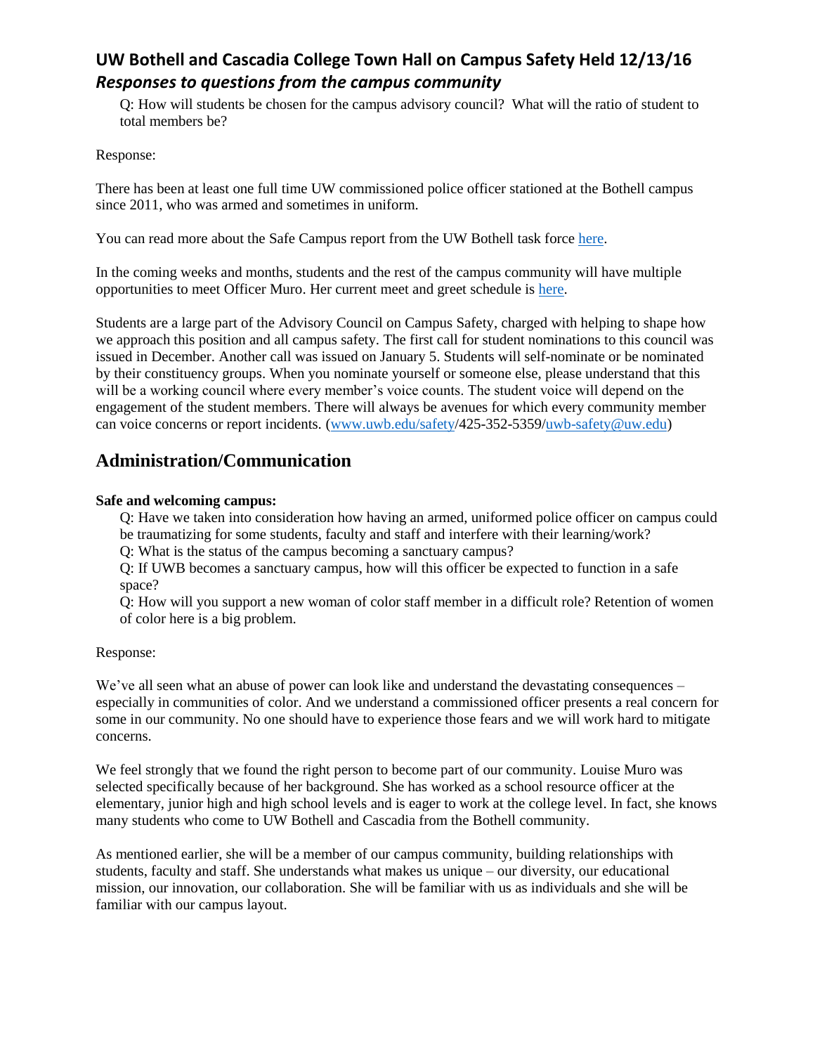## UW Bothell and Cascadia College Town Hall on Campus Safety Held 12/13/16

### *Responses to questions from the campus community*

Q: How will students be chosen for the campus advisory council? What will the ratio of student to total members be?

Response:

There has been at least one full time UW commissioned police officer stationed at the Bothell campus since 2011, who was armed and sometimes in uniform.

You can read more about the Safe Campus report from the UW Bothell task force here.

In the coming weeks and months, students and the rest of the campus community will have multiple opportunities to meet Officer Muro. Her current meet and greet schedule is here.

Students are a large part of the Advisory Council on Campus Safety, charged with helping to shape how we approach this position and all campus safety. The first call for student nominations to this council was issued in December. Another call was issued on January 5. Students will self-nominate or be nominated by their constituency groups. When you nominate yourself or someone else, please understand that this will be a working council where every member's voice counts. The student voice will depend on the engagement of the student members. There will always be avenues for which every community member can voice concerns or report incidents. (www.uwb.edu/safety/425-352-5359/uwb-safety@uw.edu)

## Administration/Communication

**Safe and welcoming campus:**

Q: Have we taken into consideration how having an armed, uniformed police officer on campus could be traumatizing for some students, faculty and staff and interfere with their learning/work?

Q: What is the status of the campus becoming a sanctuary campus?

Q: If UWB becomes a sanctuary campus, how will this officer be expected to function in a safe space?

Q: How will you support a new woman of color staff member in a difficult role? Retention of women of color here is a big problem.

Response:

We've all seen what an abuse of power can look like and understand the devastating consequences – especially in communities of color. And we understand a commissioned officer presents a real concern for some in our community. No one should have to experience those fears and we will work hard to mitigate concerns.

We feel strongly that we found the right person to become part of our community. Louise Muro was selected specifically because of her background. She has worked as a school resource officer at the elementary, junior high and high school levels and is eager to work at the college level. In fact, she knows many students who come to UW Bothell and Cascadia from the Bothell community.

As mentioned earlier, she will be a member of our campus community, building relationships with students, faculty and staff. She understands what makes us unique – our diversity, our educational mission, our innovation, our collaboration. She will be familiar with us as individuals and she will be familiar with our campus layout.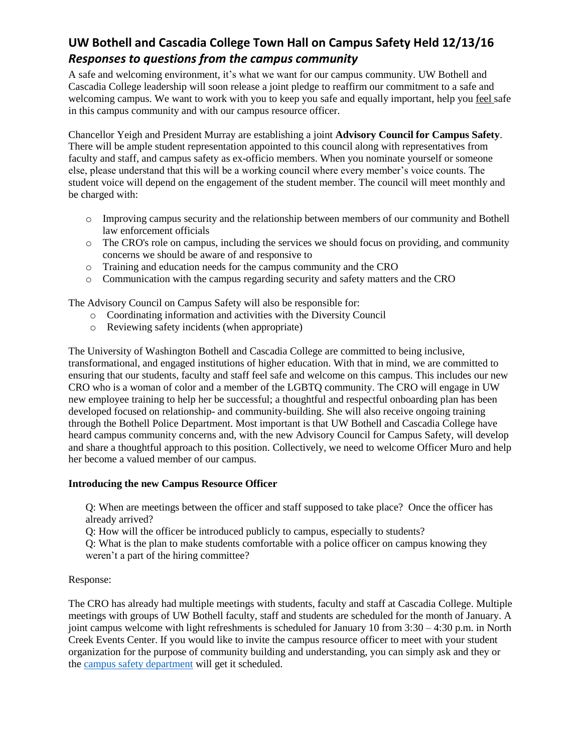# UW Bothell and Cascadia College Town Hall on Campus Safety Held 12/13/16

## *Responses to questions from the campus community*

A safe and welcoming environment, it's what we want for our campus community. UW Bothell and Cascadia College leadership will soon release a joint pledge to reaffirm our commitment to a safe and welcoming campus. We want to work with you to keep you safe and equally important, help you feel safe in this campus community and with our campus resource officer.

Chancellor Yeigh and President Murray are establishing a joint **Advisory Council for Campus Safety**. There will be ample student representation appointed to this council along with representatives from faculty and staff, and campus safety as ex-officio members. When you nominate yourself or someone else, please understand that this will be a working council where every member's voice counts. The student voice will depend on the engagement of the student member. The council will meet monthly and be charged with:

- Improving campus security and the relationship between members of our community and Bothell law enforcement officials
- The CRO's role on campus, including the services we should focus on providing, and community concerns we should be aware of and responsive to
- Training and education needs for the campus community and the CRO
- Communication with the campus regarding security and safety matters and the CRO

The Advisory Council on Campus Safety will also be responsible for:

- Coordinating information and activities with the Diversity Council
- Reviewing safety incidents (when appropriate)

The University of Washington Bothell and Cascadia College are committed to being inclusive, transformational, and engaged institutions of higher education. With that in mind, we are committed to ensuring that our students, faculty and staff feel safe and welcome on this campus. This includes our new CRO who is a woman of color and a member of the LGBTQ community. The CRO will engage in UW new employee training to help her be successful; a thoughtful and respectful onboarding plan has been developed focused on relationship- and community-building. She will also receive ongoing training through the Bothell Police Department. Most important is that UW Bothell and Cascadia College have heard campus community concerns and, with the new Advisory Council for Campus Safety, will develop and share a thoughtful approach to this position. Collectively, we need to welcome Officer Muro and help her become a valued member of our campus.

**Introducing the new Campus Resource Officer**

Q: When are meetings between the officer and staff supposed to take place? Once the officer has already arrived?
Q: How will the officer be introduced publicly to campus, especially to students?
Q: What is the plan to make students comfortable with a police officer on campus knowing they weren't a part of the hiring committee?

Response:

The CRO has already had multiple meetings with students, faculty and staff at Cascadia College. Multiple meetings with groups of UW Bothell faculty, staff and students are scheduled for the month of January. A joint campus welcome with light refreshments is scheduled for January 10 from 3:30 – 4:30 p.m. in North Creek Events Center. If you would like to invite the campus resource officer to meet with your student organization for the purpose of community building and understanding, you can simply ask and they or the campus safety department will get it scheduled.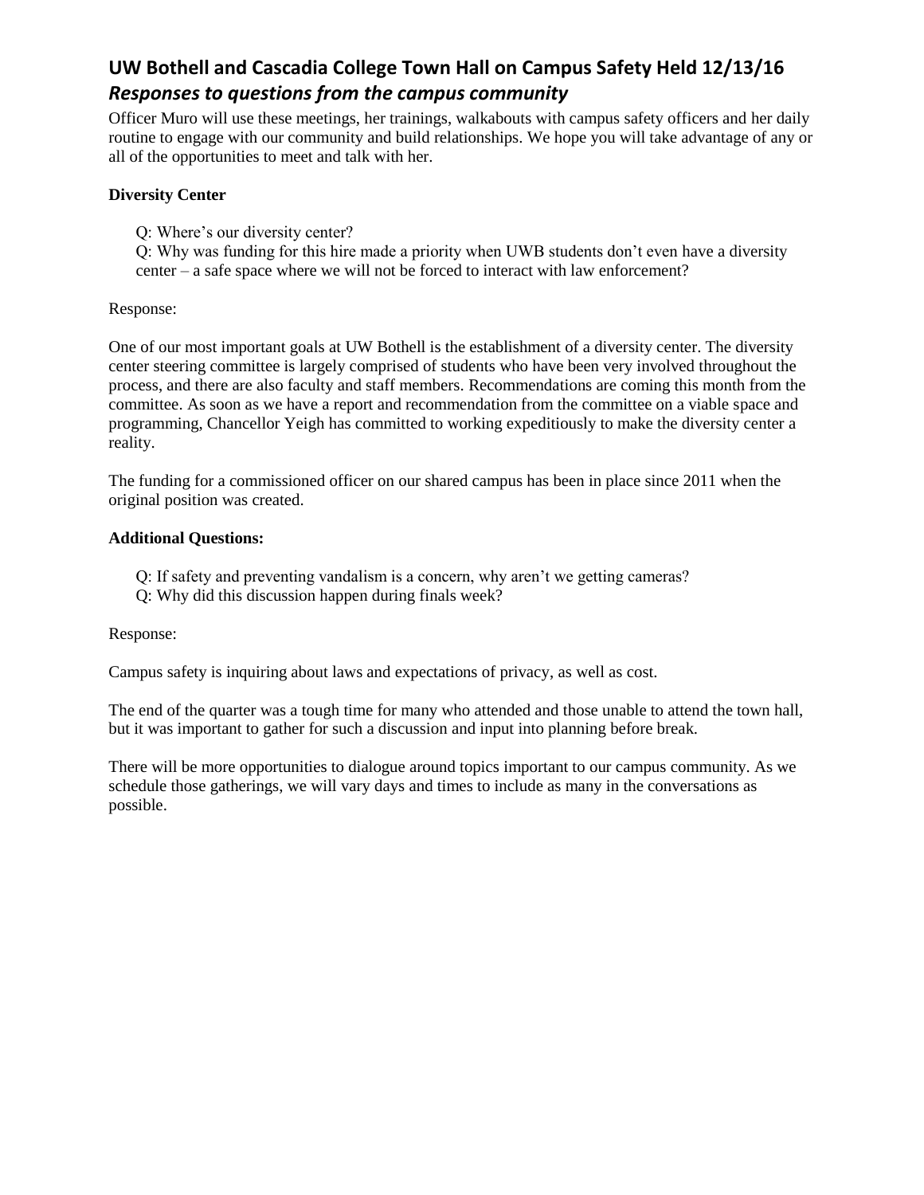# UW Bothell and Cascadia College Town Hall on Campus Safety Held 12/13/16

## *Responses to questions from the campus community*

Officer Muro will use these meetings, her trainings, walkabouts with campus safety officers and her daily routine to engage with our community and build relationships. We hope you will take advantage of any or all of the opportunities to meet and talk with her.

**Diversity Center**

Q: Where's our diversity center?

Q: Why was funding for this hire made a priority when UWB students don't even have a diversity center – a safe space where we will not be forced to interact with law enforcement?

Response:

One of our most important goals at UW Bothell is the establishment of a diversity center. The diversity center steering committee is largely comprised of students who have been very involved throughout the process, and there are also faculty and staff members. Recommendations are coming this month from the committee. As soon as we have a report and recommendation from the committee on a viable space and programming, Chancellor Yeigh has committed to working expeditiously to make the diversity center a reality.

The funding for a commissioned officer on our shared campus has been in place since 2011 when the original position was created.

**Additional Questions:**

Q: If safety and preventing vandalism is a concern, why aren't we getting cameras?

Q: Why did this discussion happen during finals week?

Response:

Campus safety is inquiring about laws and expectations of privacy, as well as cost.

The end of the quarter was a tough time for many who attended and those unable to attend the town hall, but it was important to gather for such a discussion and input into planning before break.

There will be more opportunities to dialogue around topics important to our campus community. As we schedule those gatherings, we will vary days and times to include as many in the conversations as possible.